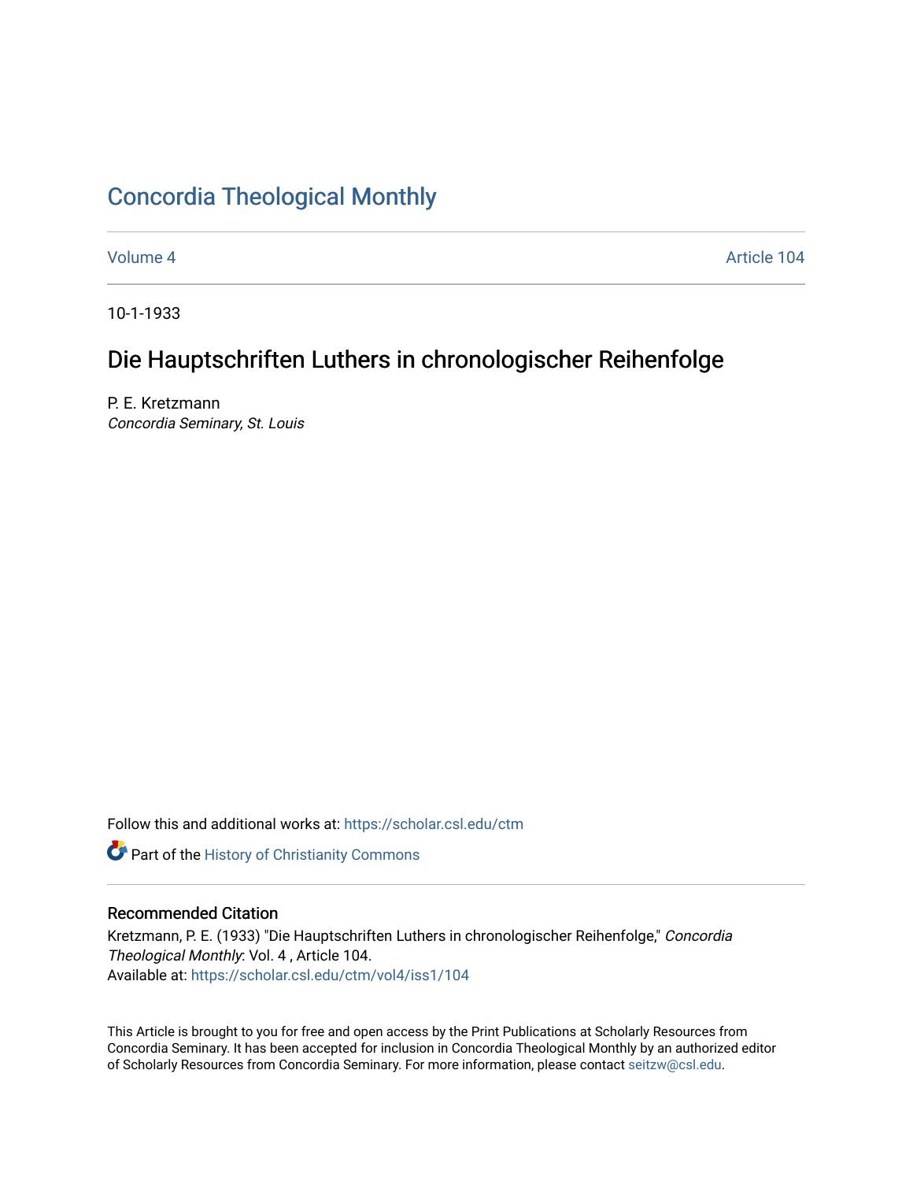# Concordia Theological Monthly

Volume 4 Article 104

10-1-1933

## Die Hauptschriften Luthers in chronologischer Reihenfolge

P. E. Kretzmann
*Concordia Seminary, St. Louis*

Follow this and additional works at: https://scholar.csl.edu/ctm

Part of the History of Christianity Commons

### Recommended Citation

Kretzmann, P. E. (1933) "Die Hauptschriften Luthers in chronologischer Reihenfolge," *Concordia Theological Monthly*: Vol. 4 , Article 104.
Available at: https://scholar.csl.edu/ctm/vol4/iss1/104

This Article is brought to you for free and open access by the Print Publications at Scholarly Resources from Concordia Seminary. It has been accepted for inclusion in Concordia Theological Monthly by an authorized editor of Scholarly Resources from Concordia Seminary. For more information, please contact seitzw@csl.edu.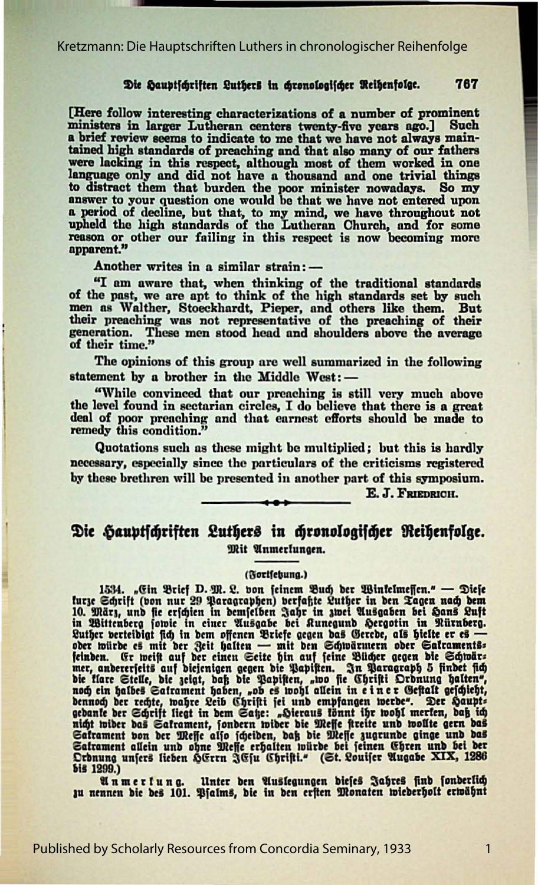[Here follow interesting characterizations of a number of prominent ministers in larger Lutheran centers twenty-five years ago.] Such a brief review seems to indicate to me that we have not always maintained high standards of preaching and that also many of our fathers were lacking in this respect, although most of them worked in one language only and did not have a thousand and one trivial things to distract them that burden the poor minister nowadays. So my answer to your question one would be that we have not entered upon a period of decline, but that, to my mind, we have throughout not upheld the high standards of the Lutheran Church, and for some reason or other our failing in this respect is now becoming more apparent."

Another writes in a similar strain: —

"I am aware that, when thinking of the traditional standards of the past, we are apt to think of the high standards set by such men as Walther, Stoeckhardt, Pieper, and others like them. But their preaching was not representative of the preaching of their generation. These men stood head and shoulders above the average of their time."

The opinions of this group are well summarized in the following statement by a brother in the Middle West: —

"While convinced that our preaching is still very much above the level found in sectarian circles, I do believe that there is a great deal of poor preaching and that earnest efforts should be made to remedy this condition."

Quotations such as these might be multiplied; but this is hardly necessary, especially since the particulars of the criticisms registered by these brethren will be presented in another part of this symposium.

E. J. Friedrich.

## Die Hauptschriften Luthers in chronologischer Reihenfolge.

### Mit Anmerkungen.

(Fortsetzung.)

1534. „Ein Brief D. M. L. von seinem Buch der Winkelmessen." — Diese kurze Schrift (von nur 29 Paragraphen) verfaßte Luther in den Tagen nach dem 10. März, und sie erschien in demselben Jahr in zwei Ausgaben bei Hans Luft in Wittenberg sowie in einer Ausgabe bei Kunegund Hergotin in Nürnberg. Luther verteidigt sich in dem offenen Briefe gegen das Gerede, als hielte er es — oder würde es mit der Zeit halten — mit den Schwärmern oder Sakramentsfeinden. Er weist auf der einen Seite hin auf seine Bücher gegen die Schwärmer, andererseits auf diejenigen gegen die Papisten. In Paragraph 5 findet sich die klare Stelle, die zeigt, daß die Papisten, „wo sie Christi Ordnung halten", noch ein halbes Sakrament haben, „ob es wohl allein in *einer* Gestalt geschieht, dennoch der rechte, wahre Leib Christi sei und empfangen werde". Der Hauptgedanke der Schrift liegt in dem Satze: „Hieraus könnt ihr wohl merken, daß ich nicht wider das Sakrament, sondern wider die Messe streite und wollte gern das Sakrament von der Messe also scheiden, daß die Messe zugrunde ginge und das Sakrament allein und ohne Messe erhalten würde bei seinen Ehren und bei der Ordnung unsers lieben HErrn JEsu Christi." (St. Louiser Ausgabe XIX, 1286 bis 1299.)

*Anmerkung.* Unter den Auslegungen dieses Jahres sind sonderlich zu nennen die des 101. Psalms, die in den ersten Monaten wiederholt erwähnt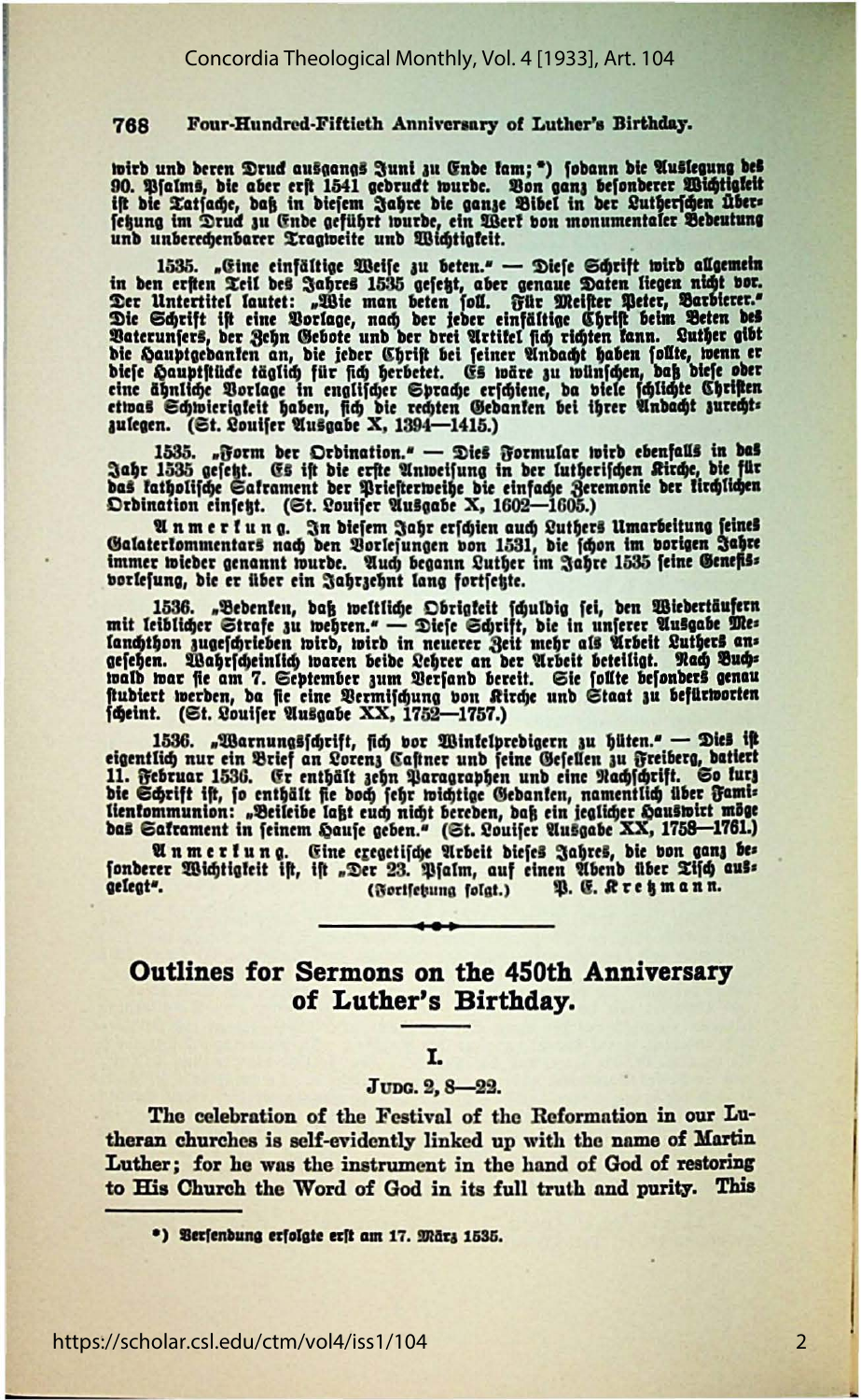wird und deren Druck ausgangs Juni zu Ende kam; *) sodann die Auslegung des 90. Psalms, die aber erst 1541 gedruckt wurde. Von ganz besonderer Wichtigkeit ist die Tatsache, daß in diesem Jahre die ganze Bibel in der Lutherschen Übersetzung im Druck zu Ende geführt wurde, ein Werk von monumentaler Bedeutung und unberechenbarer Tragweite und Wichtigkeit.

1535. „Eine einfältige Weise zu beten." — Diese Schrift wird allgemein in den ersten Teil des Jahres 1535 gesetzt, aber genaue Daten liegen nicht vor. Der Untertitel lautet: „Wie man beten soll. Für Meister Peter, Barbierer." Die Schrift ist eine Vorlage, nach der jeder einfältige Christ beim Beten des Vaterunsers, der Zehn Gebote und der drei Artikel sich richten kann. Luther gibt die Hauptgedanken an, die jeder Christ bei seiner Andacht haben sollte, wenn er diese Hauptstücke täglich für sich herbetet. Es wäre zu wünschen, daß diese oder eine ähnliche Vorlage in englischer Sprache erschiene, da viele schlichte Christen etwas Schwierigkeit haben, sich die rechten Gedanken bei ihrer Andacht zurechtzulegen. (St. Louiser Ausgabe X, 1394—1415.)

1535. „Form der Ordination." — Dies Formular wird ebenfalls in das Jahr 1535 gesetzt. Es ist die erste Anweisung in der lutherischen Kirche, die für das katholische Sakrament der Priesterweihe die einfache Zeremonie der kirchlichen Ordination einsetzt. (St. Louiser Ausgabe X, 1602—1605.)

Anmerkung. In diesem Jahr erschien auch Luthers Umarbeitung seines Galaterkommentars nach den Vorlesungen von 1531, die schon im vorigen Jahre immer wieder genannt wurde. Auch begann Luther im Jahre 1535 seine Genesisvorlesung, die er über ein Jahrzehnt lang fortsetzte.

1536. „Bedenken, daß weltliche Obrigkeit schuldig sei, den Wiedertäufern mit leiblicher Strafe zu wehren." — Diese Schrift, die in unserer Ausgabe Melanchthon zugeschrieben wird, wird in neuerer Zeit mehr als Arbeit Luthers angesehen. Wahrscheinlich waren beide Lehrer an der Arbeit beteiligt. Nach Buchwald war sie am 7. September zum Versand bereit. Sie sollte besonders genau studiert werden, da sie eine Vermischung von Kirche und Staat zu befürworten scheint. (St. Louiser Ausgabe XX, 1752—1757.)

1536. „Warnungsschrift, sich vor Winkelpredigern zu hüten." — Dies ist eigentlich nur ein Brief an Lorenz Castner und seine Gesellen zu Freiberg, datiert 11. Februar 1536. Er enthält zehn Paragraphen und eine Nachschrift. So kurz die Schrift ist, so enthält sie doch sehr wichtige Gedanken, namentlich über Familienkommunion: „Beileibe laßt euch nicht bereden, daß ein jeglicher Hauswirt möge das Sakrament in seinem Hause geben." (St. Louiser Ausgabe XX, 1758—1761.)

Anmerkung. Eine exegetische Arbeit dieses Jahres, die von ganz besonderer Wichtigkeit ist, ist „Der 23. Psalm, auf einen Abend über Tisch ausgelegt".

(Fortsetzung folgt.) P. E. Kretzmann.

---

## Outlines for Sermons on the 450th Anniversary of Luther's Birthday.

### I.

JUDG. 2, 8—22.

The celebration of the Festival of the Reformation in our Lutheran churches is self-evidently linked up with the name of Martin Luther; for he was the instrument in the hand of God of restoring to His Church the Word of God in its full truth and purity. This

*) Versendung erfolgte erst am 17. März 1535.